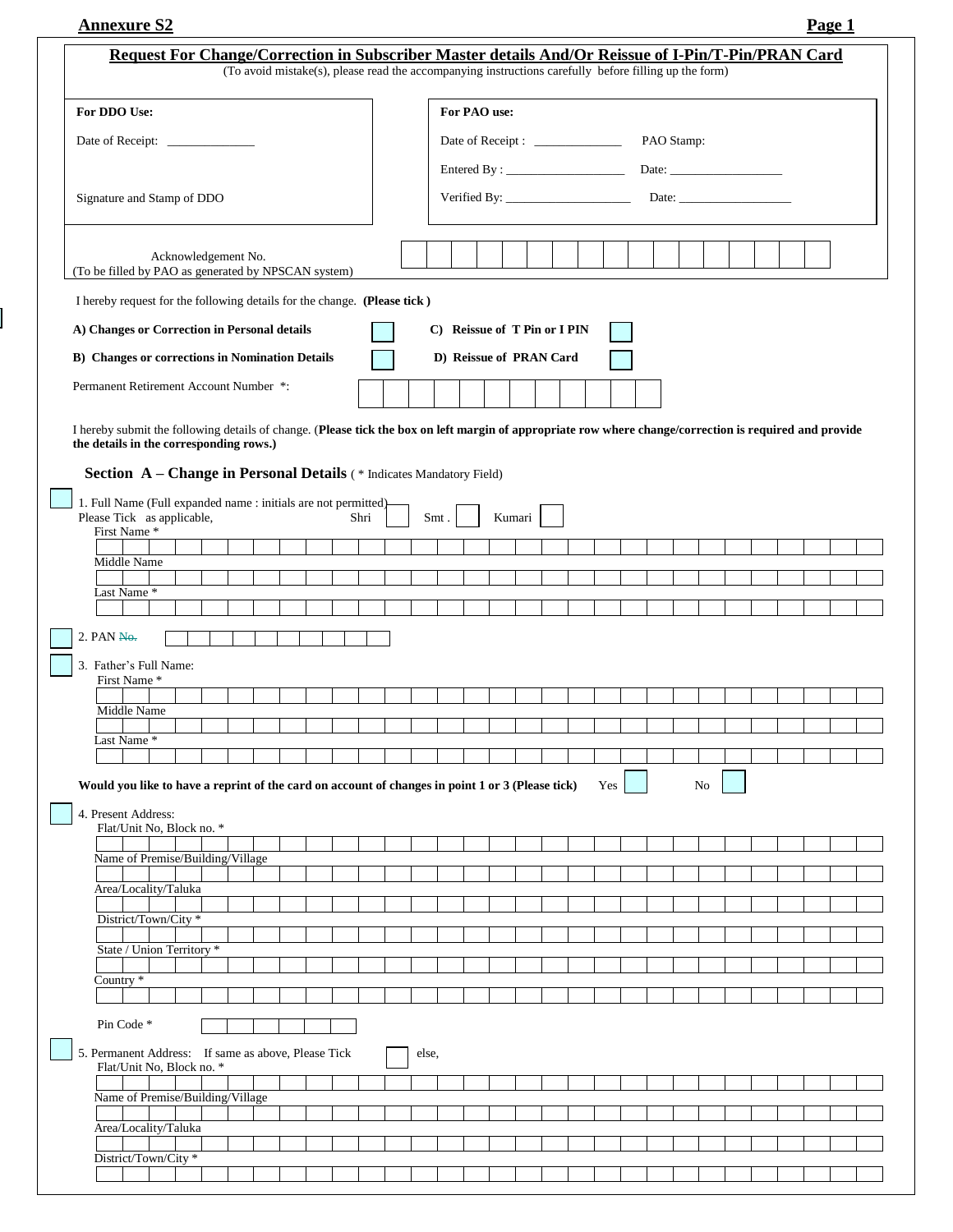**Annexure S2**

## Request For Change/Correction in Subscriber Master details And/Or Reissue of I-Pin/T-Pin/PRAN Card

(To avoid mistake(s), please read the accompanying instructions carefully before filling up the form)

| For DDO Use: | For PAO use: |
|---|---|
| Date of Receipt: ______________ | Date of Receipt : ______________ PAO Stamp: |
| | Entered By : ___________________ Date: __________________ |
| Signature and Stamp of DDO | Verified By: ____________________ Date: __________________ |

Acknowledgement No.
(To be filled by PAO as generated by NPSCAN system)

I hereby request for the following details for the change. **(Please tick )**

**A) Changes or Correction in Personal details** ☐ **C) Reissue of T Pin or I PIN** ☐

**B) Changes or corrections in Nomination Details** ☐ **D) Reissue of PRAN Card** ☐

Permanent Retirement Account Number *:

I hereby submit the following details of change. (**Please tick the box on left margin of appropriate row where change/correction is required and provide the details in the corresponding rows.)**

### Section A – Change in Personal Details ( * Indicates Mandatory Field)

☐ 1. Full Name (Full expanded name : initials are not permitted)
Please Tick as applicable, Shri ☐ Smt . ☐ Kumari ☐

First Name *

Middle Name

Last Name *

☐ 2. PAN ~~No.~~

☐ 3. Father's Full Name:

First Name *

Middle Name

Last Name *

**Would you like to have a reprint of the card on account of changes in point 1 or 3 (Please tick)** Yes ☐ No ☐

☐ 4. Present Address:

Flat/Unit No, Block no. *

Name of Premise/Building/Village

Area/Locality/Taluka

District/Town/City *

State / Union Territory *

Country *

Pin Code *

☐ 5. Permanent Address: If same as above, Please Tick ☐ else,

Flat/Unit No, Block no. *

Name of Premise/Building/Village

Area/Locality/Taluka

District/Town/City *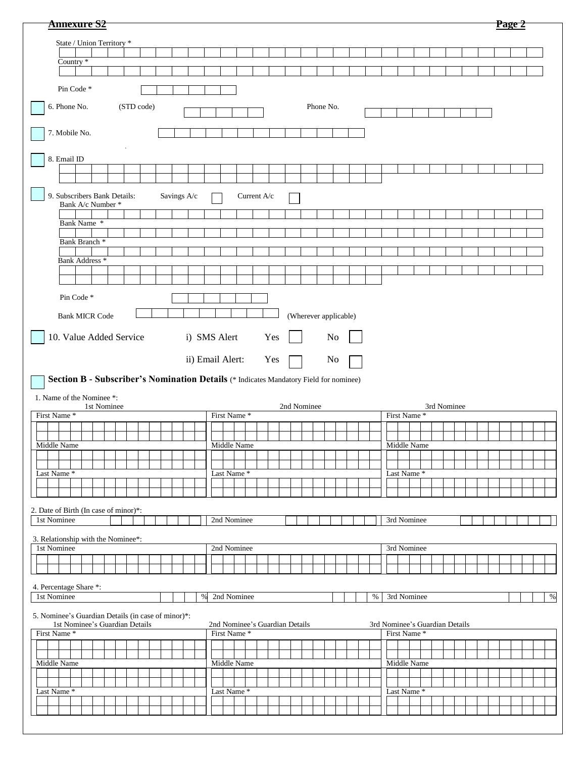**Annexure S2** **Page 2**

State / Union Territory *

Country *

Pin Code *

6. Phone No. (STD code) Phone No.

7. Mobile No.

8. Email ID

9. Subscribers Bank Details: Savings A/c ☐ Current A/c ☐

Bank A/c Number *

Bank Name *

Bank Branch *

Bank Address *

Pin Code *

Bank MICR Code (Wherever applicable)

10. Value Added Service i) SMS Alert Yes ☐ No ☐

ii) Email Alert: Yes ☐ No ☐

**Section B - Subscriber's Nomination Details** (* Indicates Mandatory Field for nominee)

1. Name of the Nominee *:

| 1st Nominee | 2nd Nominee | 3rd Nominee |
|---|---|---|
| First Name * | First Name * | First Name * |
| Middle Name | Middle Name | Middle Name |
| Last Name * | Last Name * | Last Name * |

2. Date of Birth (In case of minor)*:

| 1st Nominee | 2nd Nominee | 3rd Nominee |
|---|---|---|
| | | |

3. Relationship with the Nominee*:

| 1st Nominee | 2nd Nominee | 3rd Nominee |
|---|---|---|
| | | |

4. Percentage Share *:

| 1st Nominee | 2nd Nominee | 3rd Nominee |
|---|---|---|
| % | % | % |

5. Nominee's Guardian Details (in case of minor)*:

| 1st Nominee's Guardian Details | 2nd Nominee's Guardian Details | 3rd Nominee's Guardian Details |
|---|---|---|
| First Name * | First Name * | First Name * |
| Middle Name | Middle Name | Middle Name |
| Last Name * | Last Name * | Last Name * |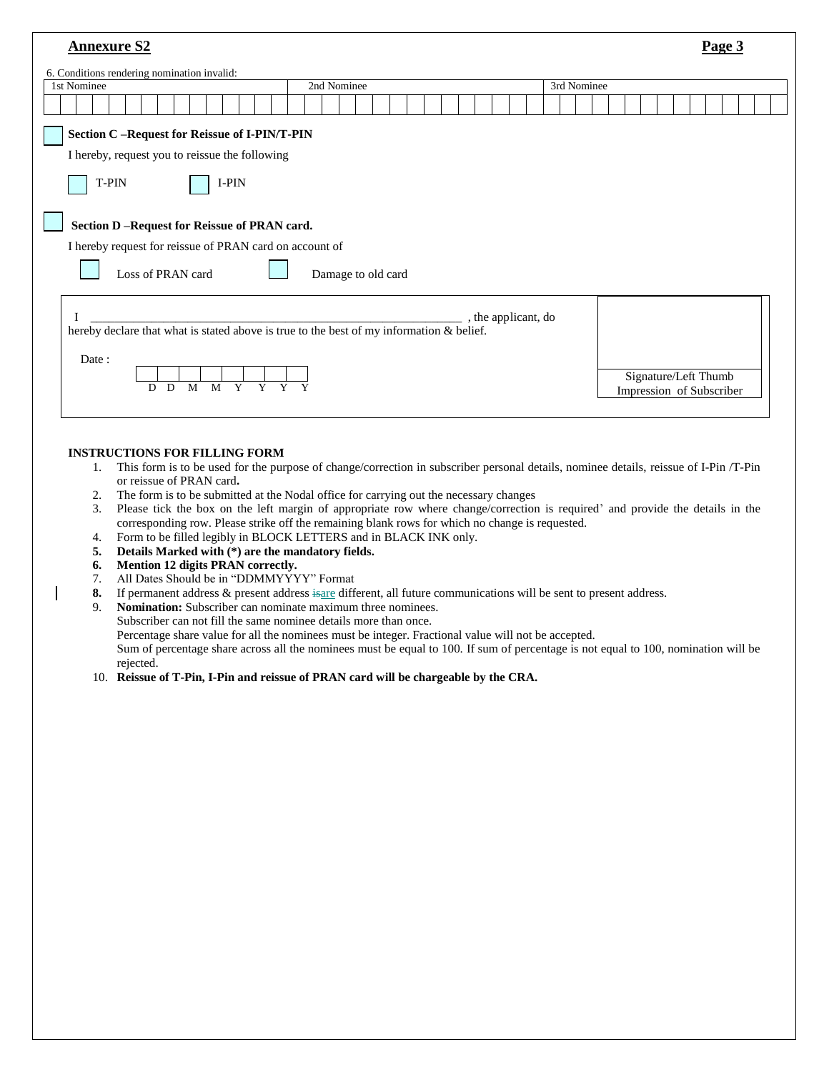**Annexure S2**

6. Conditions rendering nomination invalid:

| 1st Nominee | 2nd Nominee | 3rd Nominee |
|---|---|---|
| | | |

☐ **Section C –Request for Reissue of I-PIN/T-PIN**

I hereby, request you to reissue the following

☐ T-PIN ☐ I-PIN

☐ **Section D –Request for Reissue of PRAN card.**

I hereby request for reissue of PRAN card on account of

☐ Loss of PRAN card ☐ Damage to old card

I ______________________________________________ , the applicant, do hereby declare that what is stated above is true to the best of my information & belief.

Date : D D M M Y Y Y Y

Signature/Left Thumb Impression of Subscriber

**INSTRUCTIONS FOR FILLING FORM**

1. This form is to be used for the purpose of change/correction in subscriber personal details, nominee details, reissue of I-Pin /T-Pin or reissue of PRAN card**.**
2. The form is to be submitted at the Nodal office for carrying out the necessary changes
3. Please tick the box on the left margin of appropriate row where change/correction is required' and provide the details in the corresponding row. Please strike off the remaining blank rows for which no change is requested.
4. Form to be filled legibly in BLOCK LETTERS and in BLACK INK only.
5. **Details Marked with (*) are the mandatory fields.**
6. **Mention 12 digits PRAN correctly.**
7. All Dates Should be in "DDMMYYYY" Format
8. If permanent address & present address ~~is~~are different, all future communications will be sent to present address.
9. **Nomination:** Subscriber can nominate maximum three nominees.
   Subscriber can not fill the same nominee details more than once.
   Percentage share value for all the nominees must be integer. Fractional value will not be accepted.
   Sum of percentage share across all the nominees must be equal to 100. If sum of percentage is not equal to 100, nomination will be rejected.
10. **Reissue of T-Pin, I-Pin and reissue of PRAN card will be chargeable by the CRA.**